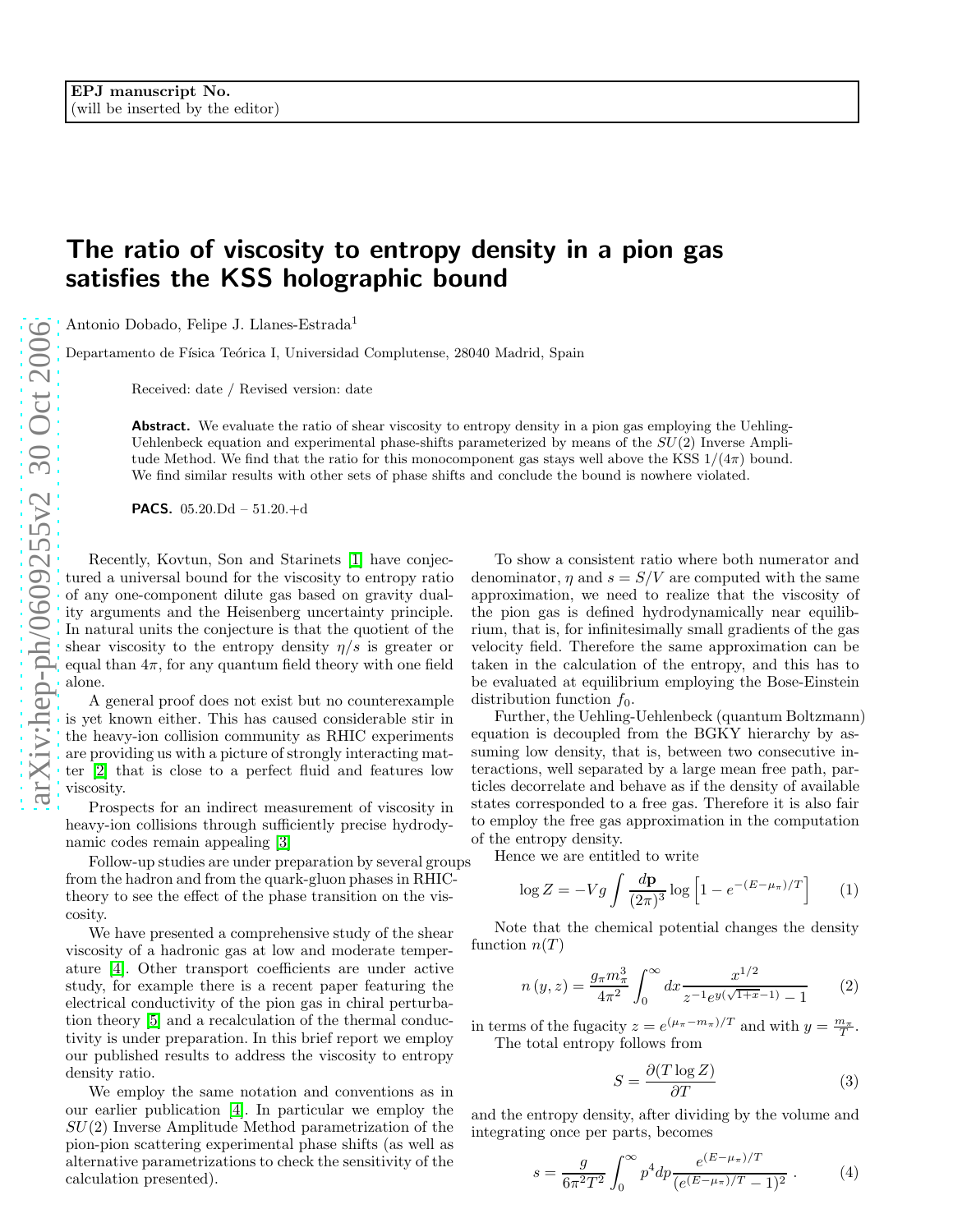EPJ manuscript No.
(will be inserted by the editor)

# The ratio of viscosity to entropy density in a pion gas satisfies the KSS holographic bound

Antonio Dobado, Felipe J. Llanes-Estrada[1]

Departamento de Física Teórica I, Universidad Complutense, 28040 Madrid, Spain

Received: date / Revised version: date

**Abstract.** We evaluate the ratio of shear viscosity to entropy density in a pion gas employing the Uehling-Uehlenbeck equation and experimental phase-shifts parameterized by means of the $SU(2)$ Inverse Amplitude Method. We find that the ratio for this monocomponent gas stays well above the KSS $1/(4\pi)$ bound. We find similar results with other sets of phase shifts and conclude the bound is nowhere violated.

**PACS.** 05.20.Dd – 51.20.+d

Recently, Kovtun, Son and Starinets [1] have conjectured a universal bound for the viscosity to entropy ratio of any one-component dilute gas based on gravity duality arguments and the Heisenberg uncertainty principle. In natural units the conjecture is that the quotient of the shear viscosity to the entropy density $\eta/s$ is greater or equal than $4\pi$, for any quantum field theory with one field alone.

A general proof does not exist but no counterexample is yet known either. This has caused considerable stir in the heavy-ion collision community as RHIC experiments are providing us with a picture of strongly interacting matter [2] that is close to a perfect fluid and features low viscosity.

Prospects for an indirect measurement of viscosity in heavy-ion collisions through sufficiently precise hydrodynamic codes remain appealing [3]

Follow-up studies are under preparation by several groups from the hadron and from the quark-gluon phases in RHIC-theory to see the effect of the phase transition on the viscosity.

We have presented a comprehensive study of the shear viscosity of a hadronic gas at low and moderate temperature [4]. Other transport coefficients are under active study, for example there is a recent paper featuring the electrical conductivity of the pion gas in chiral perturbation theory [5] and a recalculation of the thermal conductivity is under preparation. In this brief report we employ our published results to address the viscosity to entropy density ratio.

We employ the same notation and conventions as in our earlier publication [4]. In particular we employ the $SU(2)$ Inverse Amplitude Method parametrization of the pion-pion scattering experimental phase shifts (as well as alternative parametrizations to check the sensitivity of the calculation presented).

To show a consistent ratio where both numerator and denominator, $\eta$ and $s = S/V$ are computed with the same approximation, we need to realize that the viscosity of the pion gas is defined hydrodynamically near equilibrium, that is, for infinitesimally small gradients of the gas velocity field. Therefore the same approximation can be taken in the calculation of the entropy, and this has to be evaluated at equilibrium employing the Bose-Einstein distribution function $f_0$.

Further, the Uehling-Uehlenbeck (quantum Boltzmann) equation is decoupled from the BGKY hierarchy by assuming low density, that is, between two consecutive interactions, well separated by a large mean free path, particles decorrelate and behave as if the density of available states corresponded to a free gas. Therefore it is also fair to employ the free gas approximation in the computation of the entropy density.

Hence we are entitled to write

$$\log Z = -Vg \int \frac{d\mathbf{p}}{(2\pi)^3} \log\left[1 - e^{-(E-\mu_\pi)/T}\right] \quad (1)$$

Note that the chemical potential changes the density function $n(T)$

$$n(y,z) = \frac{g_\pi m_\pi^3}{4\pi^2} \int_0^\infty dx \frac{x^{1/2}}{z^{-1} e^{y(\sqrt{1+x}-1)} - 1} \quad (2)$$

in terms of the fugacity $z = e^{(\mu_\pi - m_\pi)/T}$ and with $y = \frac{m_\pi}{T}$.

The total entropy follows from

$$S = \frac{\partial (T \log Z)}{\partial T} \quad (3)$$

and the entropy density, after dividing by the volume and integrating once per parts, becomes

$$s = \frac{g}{6\pi^2 T^2} \int_0^\infty p^4 dp \frac{e^{(E-\mu_\pi)/T}}{(e^{(E-\mu_\pi)/T} - 1)^2} \,. \quad (4)$$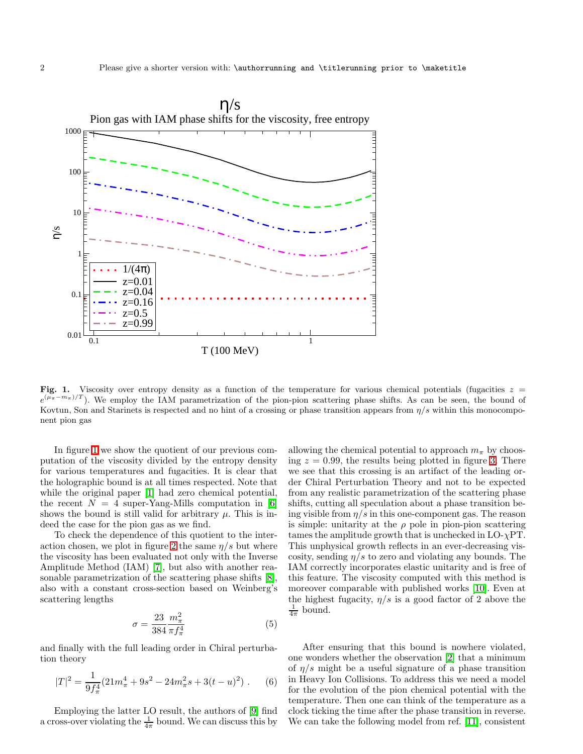**Fig. 1.** Viscosity over entropy density as a function of the temperature for various chemical potentials (fugacities $z = e^{(\mu_\pi - m_\pi)/T}$). We employ the IAM parametrization of the pion-pion scattering phase shifts. As can be seen, the bound of Kovtun, Son and Starinets is respected and no hint of a crossing or phase transition appears from $\eta/s$ within this monocomponent pion gas

In figure 1 we show the quotient of our previous computation of the viscosity divided by the entropy density for various temperatures and fugacities. It is clear that the holographic bound is at all times respected. Note that while the original paper [1] had zero chemical potential, the recent $N = 4$ super-Yang-Mills computation in [6] shows the bound is still valid for arbitrary $\mu$. This is indeed the case for the pion gas as we find.

To check the dependence of this quotient to the interaction chosen, we plot in figure 2 the same $\eta/s$ but where the viscosity has been evaluated not only with the Inverse Amplitude Method (IAM) [7], but also with another reasonable parametrization of the scattering phase shifts [8], also with a constant cross-section based on Weinberg's scattering lengths

$$\sigma = \frac{23}{384}\frac{m_\pi^2}{\pi f_\pi^4} \qquad (5)$$

and finally with the full leading order in Chiral perturbation theory

$$|T|^2 = \frac{1}{9f_\pi^4}(21m_\pi^4 + 9s^2 - 24m_\pi^2 s + 3(t-u)^2) \ . \qquad (6)$$

Employing the latter LO result, the authors of [9] find a cross-over violating the $\frac{1}{4\pi}$ bound. We can discuss this by allowing the chemical potential to approach $m_\pi$ by choosing $z = 0.99$, the results being plotted in figure 3. There we see that this crossing is an artifact of the leading order Chiral Perturbation Theory and not to be expected from any realistic parametrization of the scattering phase shifts, cutting all speculation about a phase transition being visible from $\eta/s$ in this one-component gas. The reason is simple: unitarity at the $\rho$ pole in pion-pion scattering tames the amplitude growth that is unchecked in LO-$\chi$PT. This unphysical growth reflects in an ever-decreasing viscosity, sending $\eta/s$ to zero and violating any bounds. The IAM correctly incorporates elastic unitarity and is free of this feature. The viscosity computed with this method is moreover comparable with published works [10]. Even at the highest fugacity, $\eta/s$ is a good factor of 2 above the $\frac{1}{4\pi}$ bound.

After ensuring that this bound is nowhere violated, one wonders whether the observation [2] that a minimum of $\eta/s$ might be a useful signature of a phase transition in Heavy Ion Collisions. To address this we need a model for the evolution of the pion chemical potential with the temperature. Then one can think of the temperature as a clock ticking the time after the phase transition in reverse. We can take the following model from ref. [11], consistent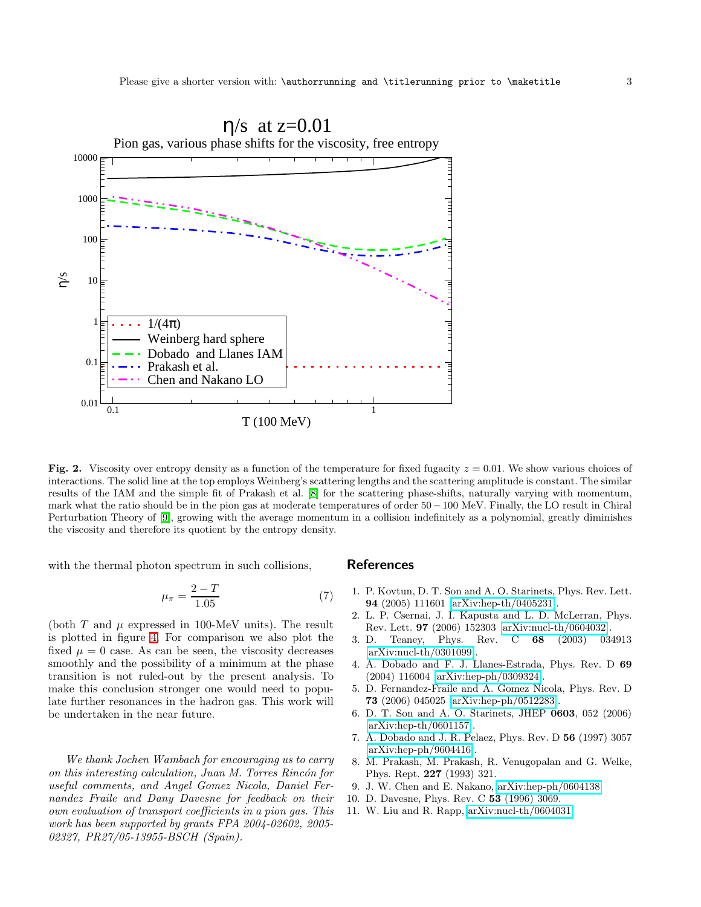**Fig. 2.** Viscosity over entropy density as a function of the temperature for fixed fugacity $z = 0.01$. We show various choices of interactions. The solid line at the top employs Weinberg's scattering lengths and the scattering amplitude is constant. The similar results of the IAM and the simple fit of Prakash et al. [8] for the scattering phase-shifts, naturally varying with momentum, mark what the ratio should be in the pion gas at moderate temperatures of order $50 - 100$ MeV. Finally, the LO result in Chiral Perturbation Theory of [9], growing with the average momentum in a collision indefinitely as a polynomial, greatly diminishes the viscosity and therefore its quotient by the entropy density.

with the thermal photon spectrum in such collisions,

$$\mu_\pi = \frac{2 - T}{1.05} \tag{7}$$

(both $T$ and $\mu$ expressed in 100-MeV units). The result is plotted in figure 4. For comparison we also plot the fixed $\mu = 0$ case. As can be seen, the viscosity decreases smoothly and the possibility of a minimum at the phase transition is not ruled-out by the present analysis. To make this conclusion stronger one would need to populate further resonances in the hadron gas. This work will be undertaken in the near future.

*We thank Jochen Wambach for encouraging us to carry on this interesting calculation, Juan M. Torres Rincón for useful comments, and Angel Gomez Nicola, Daniel Fernandez Fraile and Dany Davesne for feedback on their own evaluation of transport coefficients in a pion gas. This work has been supported by grants FPA 2004-02602, 2005-02327, PR27/05-13955-BSCH (Spain).*

## References

1. P. Kovtun, D. T. Son and A. O. Starinets, Phys. Rev. Lett. **94** (2005) 111601 arXiv:hep-th/0405231.
2. L. P. Csernai, J. I. Kapusta and L. D. McLerran, Phys. Rev. Lett. **97** (2006) 152303 arXiv:nucl-th/0604032.
3. D. Teaney, Phys. Rev. C **68** (2003) 034913 arXiv:nucl-th/0301099.
4. A. Dobado and F. J. Llanes-Estrada, Phys. Rev. D **69** (2004) 116004 arXiv:hep-ph/0309324.
5. D. Fernandez-Fraile and A. Gomez Nicola, Phys. Rev. D **73** (2006) 045025 arXiv:hep-ph/0512283.
6. D. T. Son and A. O. Starinets, JHEP **0603**, 052 (2006) arXiv:hep-th/0601157.
7. A. Dobado and J. R. Pelaez, Phys. Rev. D **56** (1997) 3057 arXiv:hep-ph/9604416.
8. M. Prakash, M. Prakash, R. Venugopalan and G. Welke, Phys. Rept. **227** (1993) 321.
9. J. W. Chen and E. Nakano, arXiv:hep-ph/0604138
10. D. Davesne, Phys. Rev. C **53** (1996) 3069.
11. W. Liu and R. Rapp, arXiv:nucl-th/0604031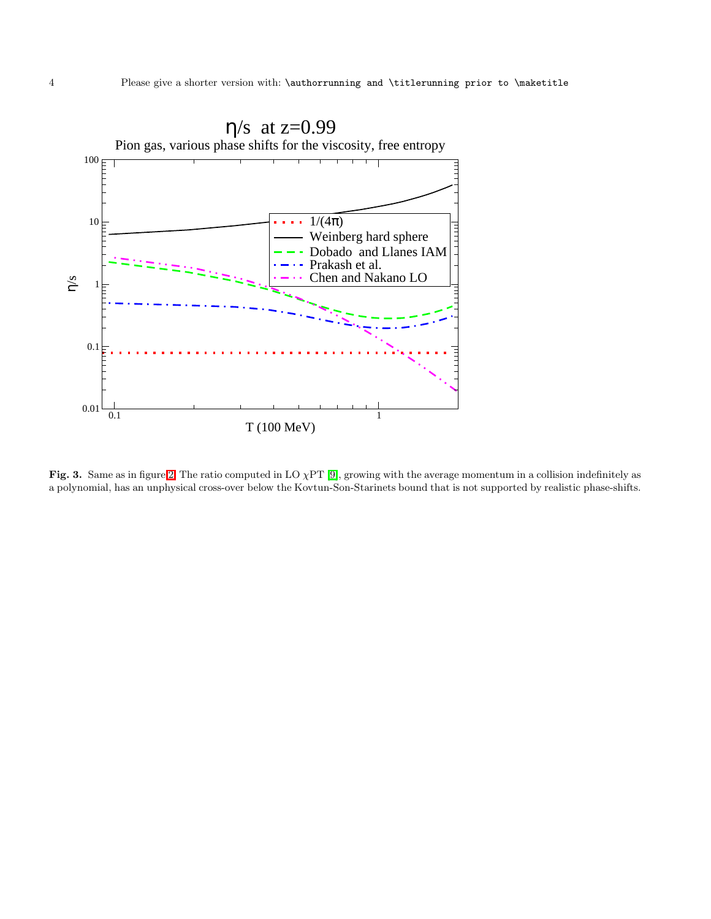**Fig. 3.** Same as in figure 2. The ratio computed in LO $\chi$PT [9], growing with the average momentum in a collision indefinitely as a polynomial, has an unphysical cross-over below the Kovtun-Son-Starinets bound that is not supported by realistic phase-shifts.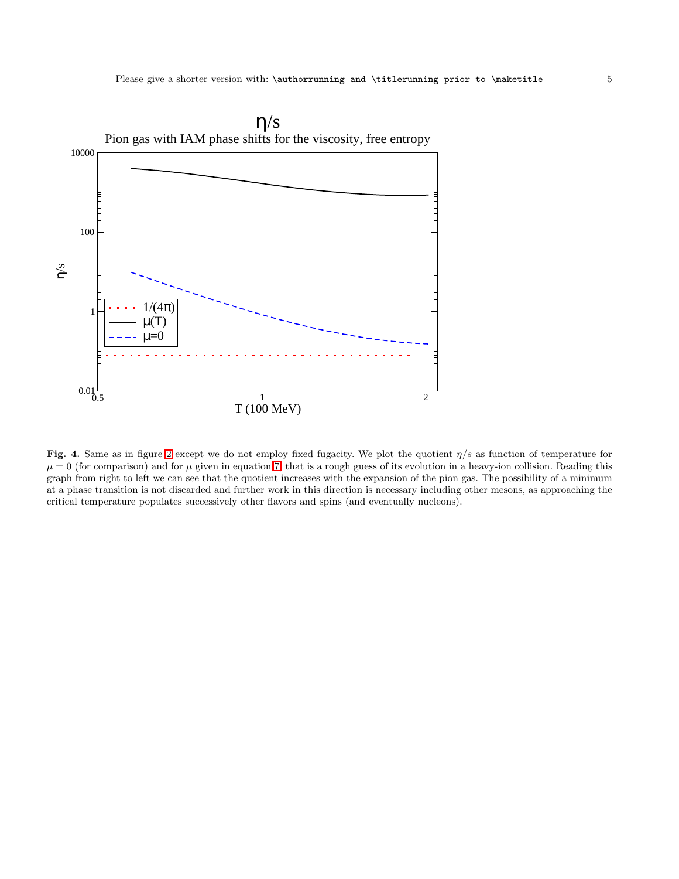η/s

Pion gas with IAM phase shifts for the viscosity, free entropy

10000

100

1

0.01

η/s

0.5

1

2

T (100 MeV)

1/(4π)

μ(T)

μ=0

**Fig. 4.** Same as in figure 2 except we do not employ fixed fugacity. We plot the quotient $\eta/s$ as function of temperature for $\mu = 0$ (for comparison) and for $\mu$ given in equation 7 that is a rough guess of its evolution in a heavy-ion collision. Reading this graph from right to left we can see that the quotient increases with the expansion of the pion gas. The possibility of a minimum at a phase transition is not discarded and further work in this direction is necessary including other mesons, as approaching the critical temperature populates successively other flavors and spins (and eventually nucleons).